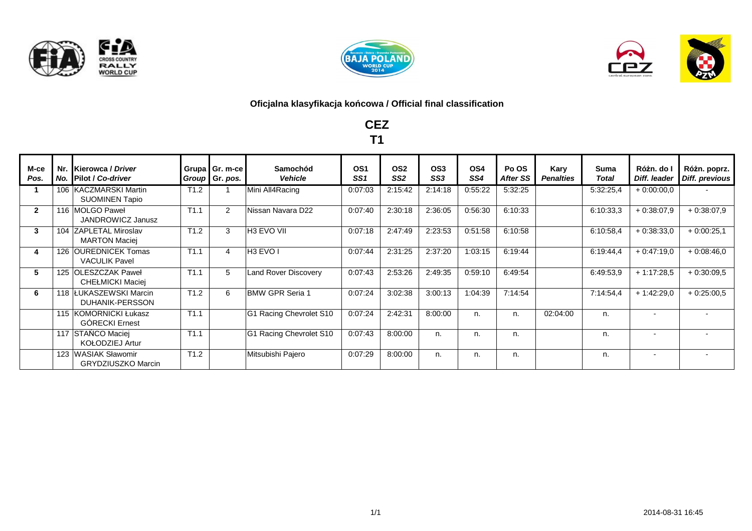**Oficjalna klasyfikacja końcowa / Official final classification**

## CEZ
## T1

| M-ce *Pos.* | Nr. *No.* | Kierowca / *Driver* Pilot / *Co-driver* | Grupa *Group* | Gr. m-ce *Gr. pos.* | Samochód *Vehicle* | OS1 *SS1* | OS2 *SS2* | OS3 *SS3* | OS4 *SS4* | Po OS *After SS* | Kary *Penalties* | Suma *Total* | Różn. do I *Diff. leader* | Różn. poprz. *Diff. previous* |
|---|---|---|---|---|---|---|---|---|---|---|---|---|---|---|
| **1** | 106 | KACZMARSKI Martin SUOMINEN Tapio | T1.2 | 1 | Mini All4Racing | 0:07:03 | 2:15:42 | 2:14:18 | 0:55:22 | 5:32:25 | | 5:32:25,4 | + 0:00:00,0 | - |
| **2** | 116 | MOLGO Paweł JANDROWICZ Janusz | T1.1 | 2 | Nissan Navara D22 | 0:07:40 | 2:30:18 | 2:36:05 | 0:56:30 | 6:10:33 | | 6:10:33,3 | + 0:38:07,9 | + 0:38:07,9 |
| **3** | 104 | ZAPLETAL Miroslav MARTON Maciej | T1.2 | 3 | H3 EVO VII | 0:07:18 | 2:47:49 | 2:23:53 | 0:51:58 | 6:10:58 | | 6:10:58,4 | + 0:38:33,0 | + 0:00:25,1 |
| **4** | 126 | OUREDNICEK Tomas VACULIK Pavel | T1.1 | 4 | H3 EVO I | 0:07:44 | 2:31:25 | 2:37:20 | 1:03:15 | 6:19:44 | | 6:19:44,4 | + 0:47:19,0 | + 0:08:46,0 |
| **5** | 125 | OLESZCZAK Paweł CHEŁMICKI Maciej | T1.1 | 5 | Land Rover Discovery | 0:07:43 | 2:53:26 | 2:49:35 | 0:59:10 | 6:49:54 | | 6:49:53,9 | + 1:17:28,5 | + 0:30:09,5 |
| **6** | 118 | ŁUKASZEWSKI Marcin DUHANIK-PERSSON | T1.2 | 6 | BMW GPR Seria 1 | 0:07:24 | 3:02:38 | 3:00:13 | 1:04:39 | 7:14:54 | | 7:14:54,4 | + 1:42:29,0 | + 0:25:00,5 |
| | 115 | KOMORNICKI Łukasz GÓRECKI Ernest | T1.1 | | G1 Racing Chevrolet S10 | 0:07:24 | 2:42:31 | 8:00:00 | n. | n. | 02:04:00 | n. | - | - |
| | 117 | STAŃCO Maciej KOŁODZIEJ Artur | T1.1 | | G1 Racing Chevrolet S10 | 0:07:43 | 8:00:00 | n. | n. | n. | | n. | - | - |
| | 123 | WASIAK Sławomir GRYDZIUSZKO Marcin | T1.2 | | Mitsubishi Pajero | 0:07:29 | 8:00:00 | n. | n. | n. | | n. | - | - |

2014-08-31 16:45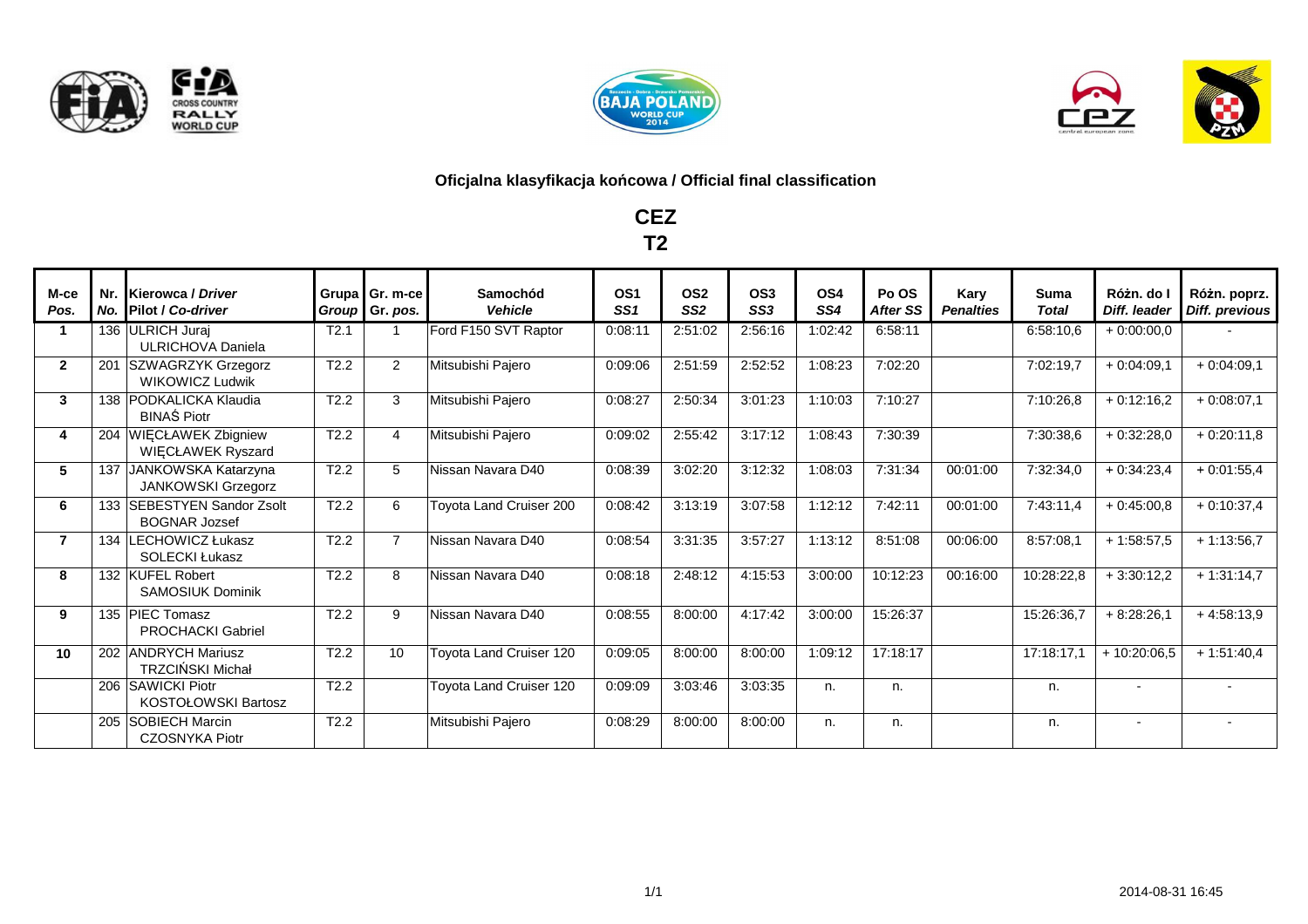## Oficjalna klasyfikacja końcowa / Official final classification

**CEZ**
**T2**

| M-ce *Pos.* | Nr. *No.* | Kierowca / *Driver* Pilot / *Co-driver* | Grupa *Group* | Gr. m-ce *Gr. pos.* | Samochód *Vehicle* | OS1 *SS1* | OS2 *SS2* | OS3 *SS3* | OS4 *SS4* | Po OS *After SS* | Kary *Penalties* | Suma *Total* | Różn. do I *Diff. leader* | Różn. poprz. *Diff. previous* |
|---|---|---|---|---|---|---|---|---|---|---|---|---|---|---|
| 1 | 136 | ULRICH Juraj ULRICHOVA Daniela | T2.1 | 1 | Ford F150 SVT Raptor | 0:08:11 | 2:51:02 | 2:56:16 | 1:02:42 | 6:58:11 | | 6:58:10,6 | + 0:00:00,0 | - |
| 2 | 201 | SZWAGRZYK Grzegorz WIKOWICZ Ludwik | T2.2 | 2 | Mitsubishi Pajero | 0:09:06 | 2:51:59 | 2:52:52 | 1:08:23 | 7:02:20 | | 7:02:19,7 | + 0:04:09,1 | + 0:04:09,1 |
| 3 | 138 | PODKALICKA Klaudia BINAŚ Piotr | T2.2 | 3 | Mitsubishi Pajero | 0:08:27 | 2:50:34 | 3:01:23 | 1:10:03 | 7:10:27 | | 7:10:26,8 | + 0:12:16,2 | + 0:08:07,1 |
| 4 | 204 | WIĘCŁAWEK Zbigniew WIĘCŁAWEK Ryszard | T2.2 | 4 | Mitsubishi Pajero | 0:09:02 | 2:55:42 | 3:17:12 | 1:08:43 | 7:30:39 | | 7:30:38,6 | + 0:32:28,0 | + 0:20:11,8 |
| 5 | 137 | JANKOWSKA Katarzyna JANKOWSKI Grzegorz | T2.2 | 5 | Nissan Navara D40 | 0:08:39 | 3:02:20 | 3:12:32 | 1:08:03 | 7:31:34 | 00:01:00 | 7:32:34,0 | + 0:34:23,4 | + 0:01:55,4 |
| 6 | 133 | SEBESTYEN Sandor Zsolt BOGNAR Jozsef | T2.2 | 6 | Toyota Land Cruiser 200 | 0:08:42 | 3:13:19 | 3:07:58 | 1:12:12 | 7:42:11 | 00:01:00 | 7:43:11,4 | + 0:45:00,8 | + 0:10:37,4 |
| 7 | 134 | LECHOWICZ Łukasz SOLECKI Łukasz | T2.2 | 7 | Nissan Navara D40 | 0:08:54 | 3:31:35 | 3:57:27 | 1:13:12 | 8:51:08 | 00:06:00 | 8:57:08,1 | + 1:58:57,5 | + 1:13:56,7 |
| 8 | 132 | KUFEL Robert SAMOSIUK Dominik | T2.2 | 8 | Nissan Navara D40 | 0:08:18 | 2:48:12 | 4:15:53 | 3:00:00 | 10:12:23 | 00:16:00 | 10:28:22,8 | + 3:30:12,2 | + 1:31:14,7 |
| 9 | 135 | PIEC Tomasz PROCHACKI Gabriel | T2.2 | 9 | Nissan Navara D40 | 0:08:55 | 8:00:00 | 4:17:42 | 3:00:00 | 15:26:37 | | 15:26:36,7 | + 8:28:26,1 | + 4:58:13,9 |
| 10 | 202 | ANDRYCH Mariusz TRZCIŃSKI Michał | T2.2 | 10 | Toyota Land Cruiser 120 | 0:09:05 | 8:00:00 | 8:00:00 | 1:09:12 | 17:18:17 | | 17:18:17,1 | + 10:20:06,5 | + 1:51:40,4 |
| | 206 | SAWICKI Piotr KOSTOŁOWSKI Bartosz | T2.2 | | Toyota Land Cruiser 120 | 0:09:09 | 3:03:46 | 3:03:35 | n. | n. | | n. | - | - |
| | 205 | SOBIECH Marcin CZOSNYKA Piotr | T2.2 | | Mitsubishi Pajero | 0:08:29 | 8:00:00 | 8:00:00 | n. | n. | | n. | - | - |

2014-08-31 16:45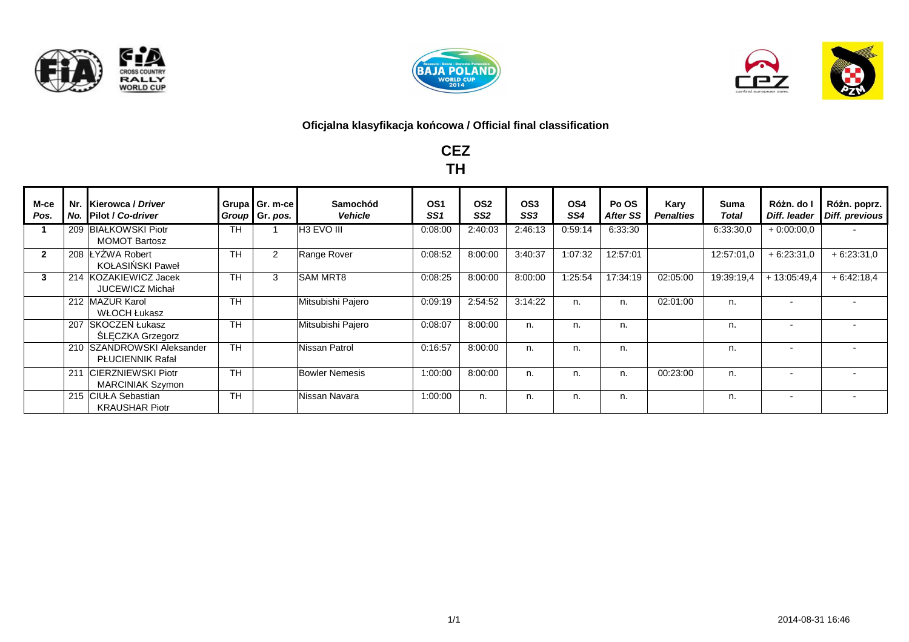**Oficjalna klasyfikacja końcowa / Official final classification**

**CEZ**
**TH**

| M-ce *Pos.* | Nr. *No.* | Kierowca / *Driver* Pilot / *Co-driver* | Grupa *Group* | Gr. m-ce *Gr. pos.* | Samochód *Vehicle* | OS1 *SS1* | OS2 *SS2* | OS3 *SS3* | OS4 *SS4* | Po OS *After SS* | Kary *Penalties* | Suma *Total* | Różn. do I *Diff. leader* | Różn. poprz. *Diff. previous* |
|---|---|---|---|---|---|---|---|---|---|---|---|---|---|---|
| 1 | 209 | BIAŁKOWSKI Piotr<br>MOMOT Bartosz | TH | 1 | H3 EVO III | 0:08:00 | 2:40:03 | 2:46:13 | 0:59:14 | 6:33:30 | | 6:33:30,0 | + 0:00:00,0 | - |
| 2 | 208 | ŁYŻWA Robert<br>KOŁASIŃSKI Paweł | TH | 2 | Range Rover | 0:08:52 | 8:00:00 | 3:40:37 | 1:07:32 | 12:57:01 | | 12:57:01,0 | + 6:23:31,0 | + 6:23:31,0 |
| 3 | 214 | KOZAKIEWICZ Jacek<br>JUCEWICZ Michał | TH | 3 | SAM MRT8 | 0:08:25 | 8:00:00 | 8:00:00 | 1:25:54 | 17:34:19 | 02:05:00 | 19:39:19,4 | + 13:05:49,4 | + 6:42:18,4 |
| | 212 | MAZUR Karol<br>WŁOCH Łukasz | TH | | Mitsubishi Pajero | 0:09:19 | 2:54:52 | 3:14:22 | n. | n. | 02:01:00 | n. | - | - |
| | 207 | SKOCZEŃ Łukasz<br>ŚLĘCZKA Grzegorz | TH | | Mitsubishi Pajero | 0:08:07 | 8:00:00 | n. | n. | n. | | n. | - | - |
| | 210 | SZANDROWSKI Aleksander<br>PŁUCIENNIK Rafał | TH | | Nissan Patrol | 0:16:57 | 8:00:00 | n. | n. | n. | | n. | - | - |
| | 211 | CIERZNIEWSKI Piotr<br>MARCINIAK Szymon | TH | | Bowler Nemesis | 1:00:00 | 8:00:00 | n. | n. | n. | 00:23:00 | n. | - | - |
| | 215 | CIUŁA Sebastian<br>KRAUSHAR Piotr | TH | | Nissan Navara | 1:00:00 | n. | n. | n. | n. | | n. | - | - |

2014-08-31 16:46